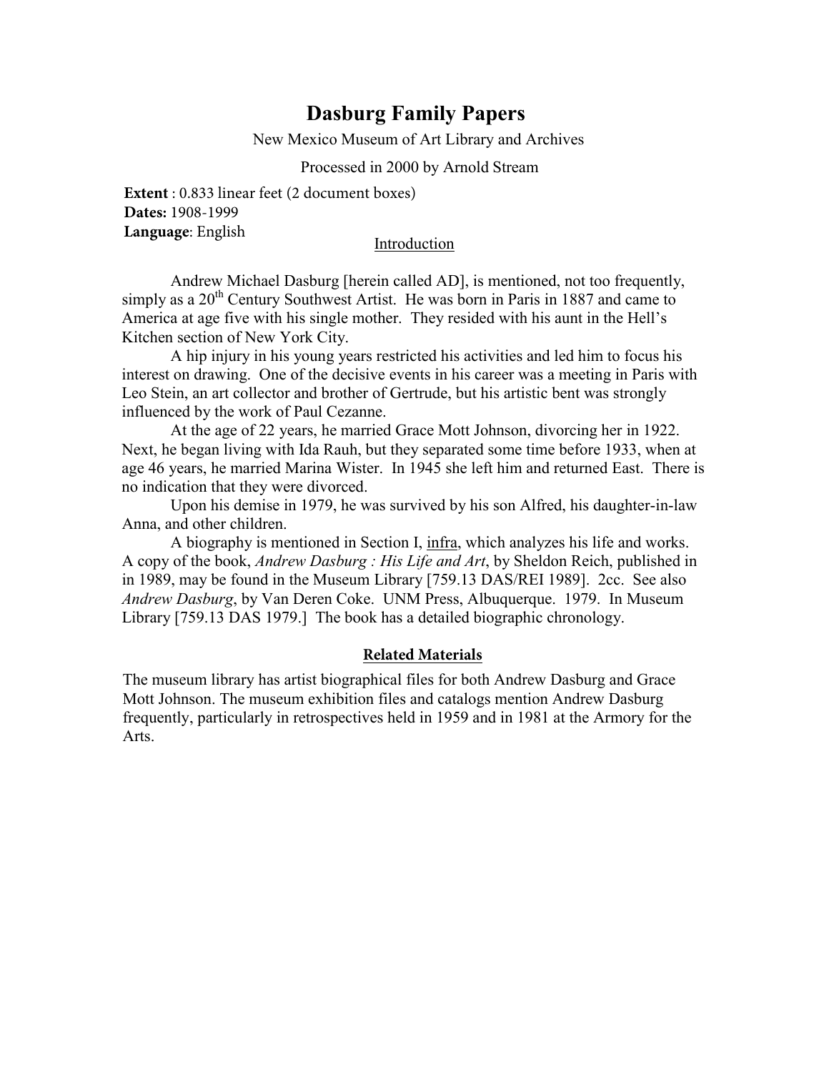# Dasburg Family Papers

New Mexico Museum of Art Library and Archives

Processed in 2000 by Arnold Stream

**Extent** : 0.833 linear feet (2 document boxes)
**Dates:** 1908-1999
**Language**: English

## Introduction

Andrew Michael Dasburg [herein called AD], is mentioned, not too frequently, simply as a 20th Century Southwest Artist. He was born in Paris in 1887 and came to America at age five with his single mother. They resided with his aunt in the Hell's Kitchen section of New York City.

A hip injury in his young years restricted his activities and led him to focus his interest on drawing. One of the decisive events in his career was a meeting in Paris with Leo Stein, an art collector and brother of Gertrude, but his artistic bent was strongly influenced by the work of Paul Cezanne.

At the age of 22 years, he married Grace Mott Johnson, divorcing her in 1922. Next, he began living with Ida Rauh, but they separated some time before 1933, when at age 46 years, he married Marina Wister. In 1945 she left him and returned East. There is no indication that they were divorced.

Upon his demise in 1979, he was survived by his son Alfred, his daughter-in-law Anna, and other children.

A biography is mentioned in Section I, infra, which analyzes his life and works. A copy of the book, *Andrew Dasburg : His Life and Art*, by Sheldon Reich, published in in 1989, may be found in the Museum Library [759.13 DAS/REI 1989]. 2cc. See also *Andrew Dasburg*, by Van Deren Coke. UNM Press, Albuquerque. 1979. In Museum Library [759.13 DAS 1979.] The book has a detailed biographic chronology.

## Related Materials

The museum library has artist biographical files for both Andrew Dasburg and Grace Mott Johnson. The museum exhibition files and catalogs mention Andrew Dasburg frequently, particularly in retrospectives held in 1959 and in 1981 at the Armory for the Arts.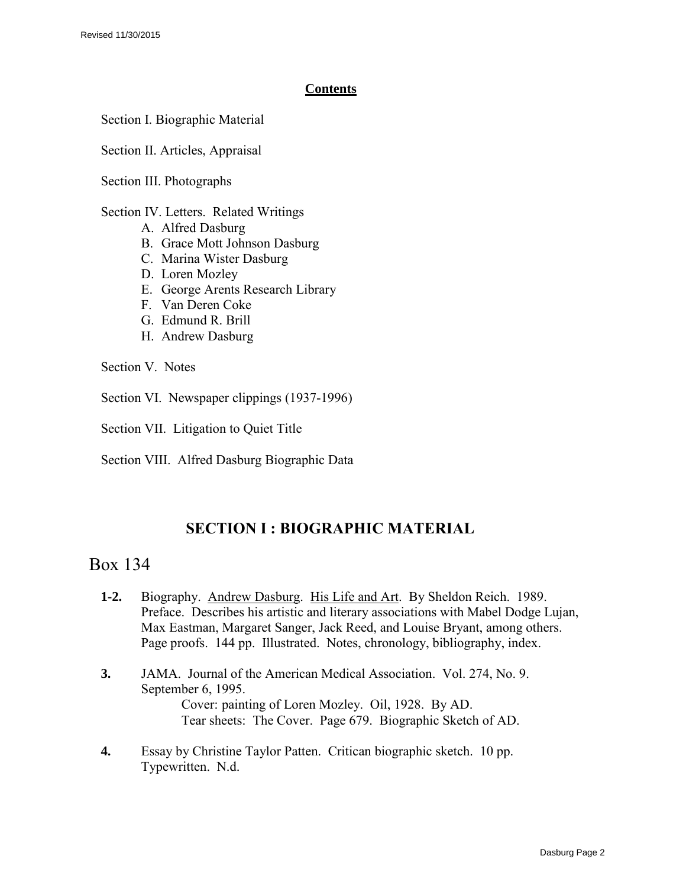## Contents

Section I. Biographic Material

Section II. Articles, Appraisal

Section III. Photographs

Section IV. Letters. Related Writings

- A. Alfred Dasburg
- B. Grace Mott Johnson Dasburg
- C. Marina Wister Dasburg
- D. Loren Mozley
- E. George Arents Research Library
- F. Van Deren Coke
- G. Edmund R. Brill
- H. Andrew Dasburg

Section V. Notes

Section VI. Newspaper clippings (1937-1996)

Section VII. Litigation to Quiet Title

Section VIII. Alfred Dasburg Biographic Data

# SECTION I : BIOGRAPHIC MATERIAL

## Box 134

**1-2.** Biography. Andrew Dasburg. His Life and Art. By Sheldon Reich. 1989. Preface. Describes his artistic and literary associations with Mabel Dodge Lujan, Max Eastman, Margaret Sanger, Jack Reed, and Louise Bryant, among others. Page proofs. 144 pp. Illustrated. Notes, chronology, bibliography, index.

**3.** JAMA. Journal of the American Medical Association. Vol. 274, No. 9. September 6, 1995.
Cover: painting of Loren Mozley. Oil, 1928. By AD.
Tear sheets: The Cover. Page 679. Biographic Sketch of AD.

**4.** Essay by Christine Taylor Patten. Critican biographic sketch. 10 pp. Typewritten. N.d.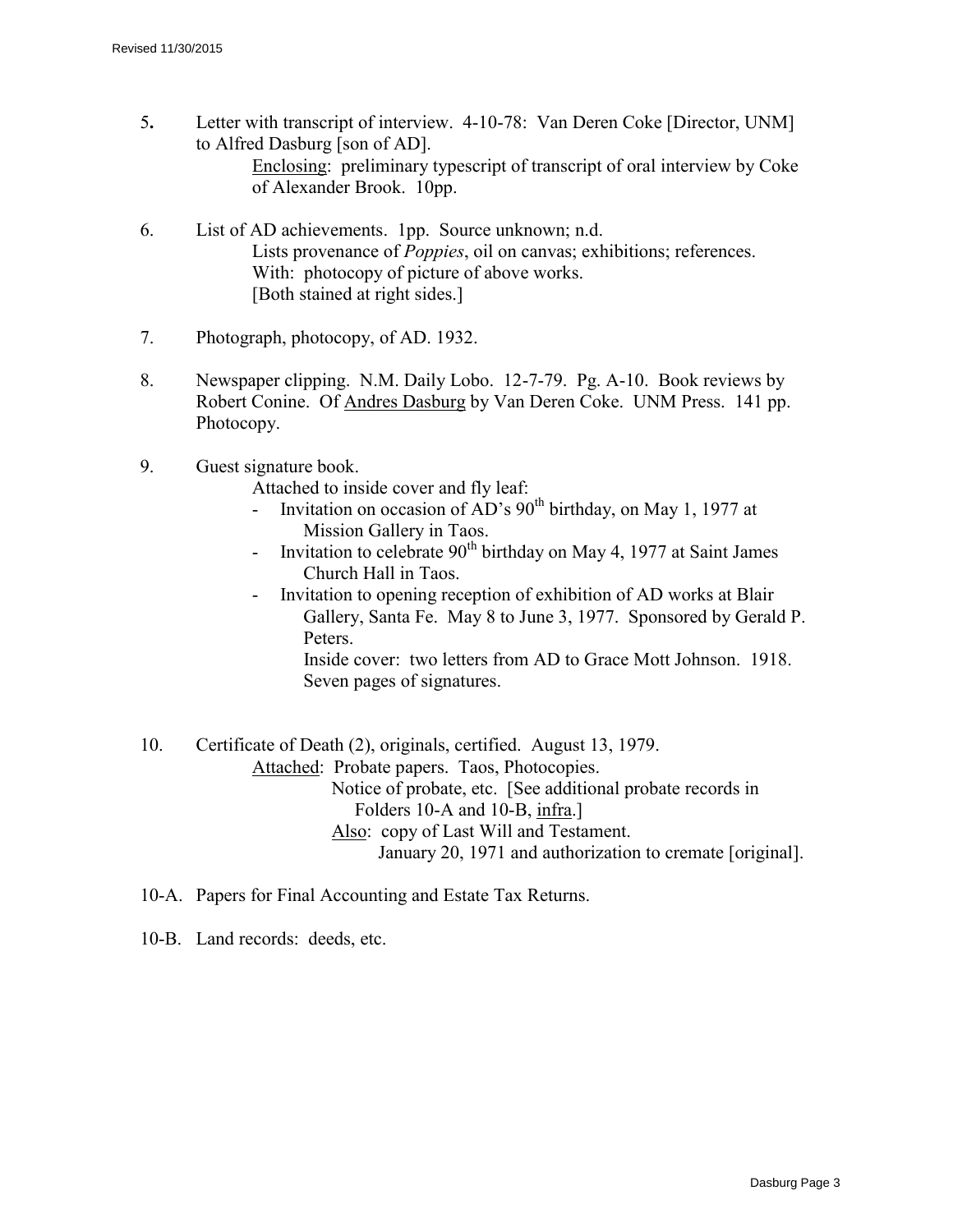5. Letter with transcript of interview. 4-10-78: Van Deren Coke [Director, UNM] to Alfred Dasburg [son of AD].
   Enclosing: preliminary typescript of transcript of oral interview by Coke of Alexander Brook. 10pp.

6. List of AD achievements. 1pp. Source unknown; n.d.
   Lists provenance of *Poppies*, oil on canvas; exhibitions; references.
   With: photocopy of picture of above works.
   [Both stained at right sides.]

7. Photograph, photocopy, of AD. 1932.

8. Newspaper clipping. N.M. Daily Lobo. 12-7-79. Pg. A-10. Book reviews by Robert Conine. Of Andres Dasburg by Van Deren Coke. UNM Press. 141 pp. Photocopy.

9. Guest signature book.
   Attached to inside cover and fly leaf:
   - Invitation on occasion of AD's 90th birthday, on May 1, 1977 at Mission Gallery in Taos.
   - Invitation to celebrate 90th birthday on May 4, 1977 at Saint James Church Hall in Taos.
   - Invitation to opening reception of exhibition of AD works at Blair Gallery, Santa Fe. May 8 to June 3, 1977. Sponsored by Gerald P. Peters.
     Inside cover: two letters from AD to Grace Mott Johnson. 1918.
     Seven pages of signatures.

10. Certificate of Death (2), originals, certified. August 13, 1979.
    Attached: Probate papers. Taos, Photocopies.
    Notice of probate, etc. [See additional probate records in Folders 10-A and 10-B, infra.]
    Also: copy of Last Will and Testament.
    January 20, 1971 and authorization to cremate [original].

10-A. Papers for Final Accounting and Estate Tax Returns.

10-B. Land records: deeds, etc.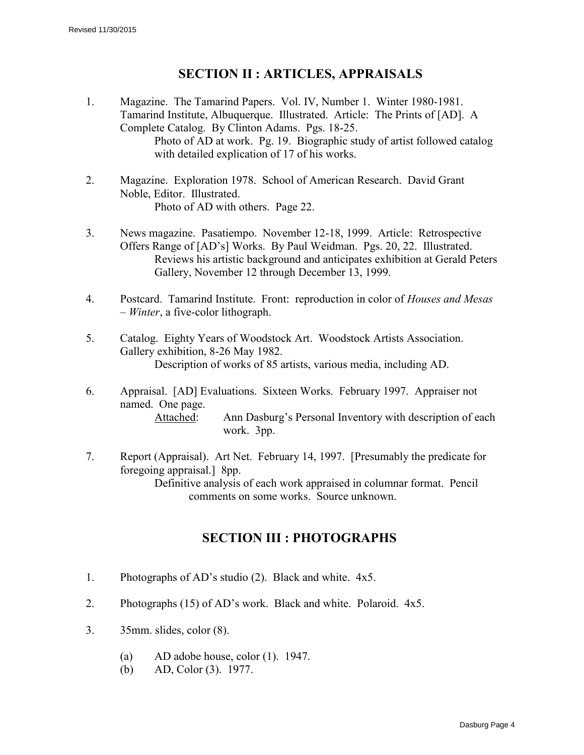## SECTION II : ARTICLES, APPRAISALS

1. Magazine. The Tamarind Papers. Vol. IV, Number 1. Winter 1980-1981. Tamarind Institute, Albuquerque. Illustrated. Article: The Prints of [AD]. A Complete Catalog. By Clinton Adams. Pgs. 18-25.
   Photo of AD at work. Pg. 19. Biographic study of artist followed catalog with detailed explication of 17 of his works.

2. Magazine. Exploration 1978. School of American Research. David Grant Noble, Editor. Illustrated.
   Photo of AD with others. Page 22.

3. News magazine. Pasatiempo. November 12-18, 1999. Article: Retrospective Offers Range of [AD's] Works. By Paul Weidman. Pgs. 20, 22. Illustrated.
   Reviews his artistic background and anticipates exhibition at Gerald Peters Gallery, November 12 through December 13, 1999.

4. Postcard. Tamarind Institute. Front: reproduction in color of *Houses and Mesas – Winter*, a five-color lithograph.

5. Catalog. Eighty Years of Woodstock Art. Woodstock Artists Association. Gallery exhibition, 8-26 May 1982.
   Description of works of 85 artists, various media, including AD.

6. Appraisal. [AD] Evaluations. Sixteen Works. February 1997. Appraiser not named. One page.
   Attached: Ann Dasburg's Personal Inventory with description of each work. 3pp.

7. Report (Appraisal). Art Net. February 14, 1997. [Presumably the predicate for foregoing appraisal.] 8pp.
   Definitive analysis of each work appraised in columnar format. Pencil comments on some works. Source unknown.

## SECTION III : PHOTOGRAPHS

1. Photographs of AD's studio (2). Black and white. 4x5.

2. Photographs (15) of AD's work. Black and white. Polaroid. 4x5.

3. 35mm. slides, color (8).

   (a) AD adobe house, color (1). 1947.
   (b) AD, Color (3). 1977.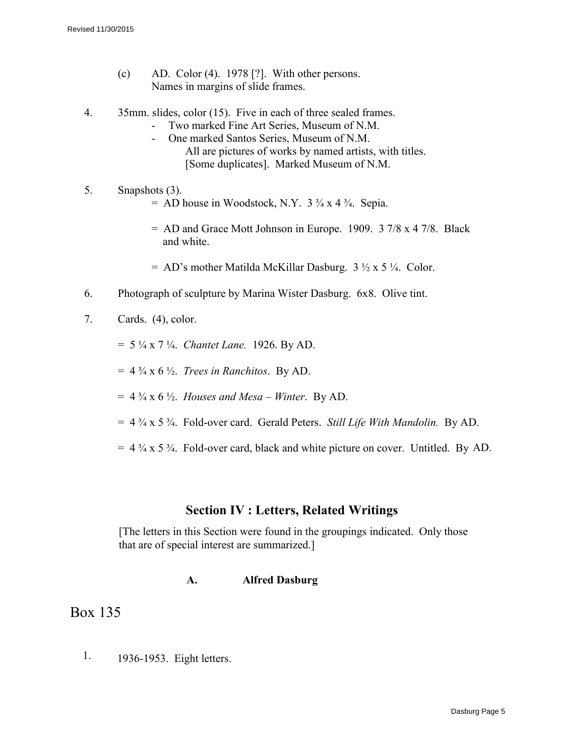(c) AD. Color (4). 1978 [?]. With other persons. Names in margins of slide frames.

4. 35mm. slides, color (15). Five in each of three sealed frames.
   - Two marked Fine Art Series, Museum of N.M.
   - One marked Santos Series, Museum of N.M.
     All are pictures of works by named artists, with titles. [Some duplicates]. Marked Museum of N.M.

5. Snapshots (3).
   = AD house in Woodstock, N.Y. 3 ¾ x 4 ¾. Sepia.

   = AD and Grace Mott Johnson in Europe. 1909. 3 7/8 x 4 7/8. Black and white.

   = AD's mother Matilda McKillar Dasburg. 3 ½ x 5 ¼. Color.

6. Photograph of sculpture by Marina Wister Dasburg. 6x8. Olive tint.

7. Cards. (4), color.

   = 5 ¼ x 7 ¼. *Chantet Lane.* 1926. By AD.

   = 4 ¾ x 6 ½. *Trees in Ranchitos*. By AD.

   = 4 ¾ x 6 ½. *Houses and Mesa – Winter*. By AD.

   = 4 ¾ x 5 ¾. Fold-over card. Gerald Peters. *Still Life With Mandolin.* By AD.

   = 4 ¾ x 5 ¾. Fold-over card, black and white picture on cover. Untitled. By AD.

## Section IV : Letters, Related Writings

[The letters in this Section were found in the groupings indicated. Only those that are of special interest are summarized.]

### A. Alfred Dasburg

# Box 135

1. 1936-1953. Eight letters.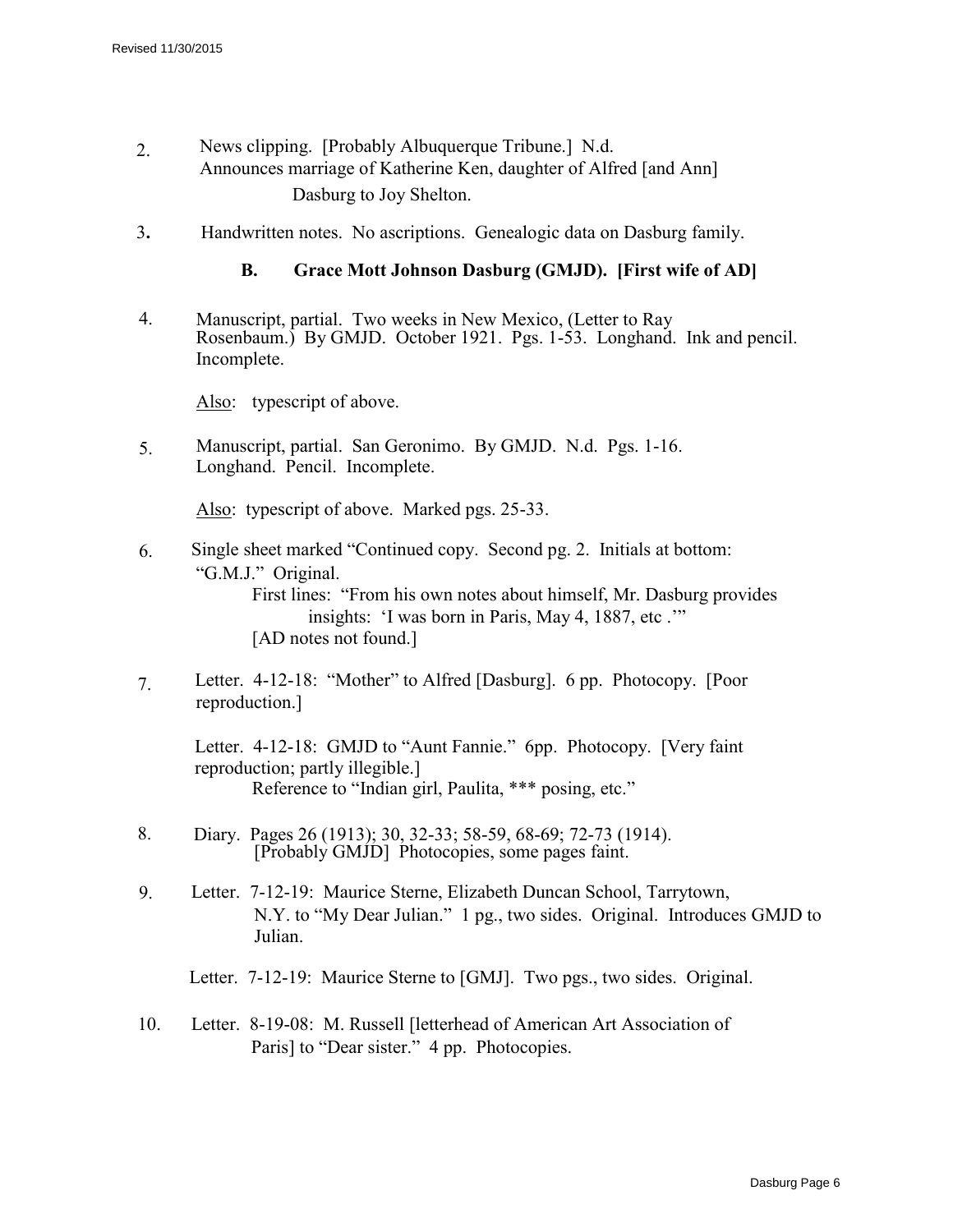2. News clipping. [Probably Albuquerque Tribune.] N.d.
   Announces marriage of Katherine Ken, daughter of Alfred [and Ann] Dasburg to Joy Shelton.

3. Handwritten notes. No ascriptions. Genealogic data on Dasburg family.

### B. Grace Mott Johnson Dasburg (GMJD). [First wife of AD]

4. Manuscript, partial. Two weeks in New Mexico, (Letter to Ray Rosenbaum.) By GMJD. October 1921. Pgs. 1-53. Longhand. Ink and pencil. Incomplete.

   Also: typescript of above.

5. Manuscript, partial. San Geronimo. By GMJD. N.d. Pgs. 1-16. Longhand. Pencil. Incomplete.

   Also: typescript of above. Marked pgs. 25-33.

6. Single sheet marked "Continued copy. Second pg. 2. Initials at bottom: "G.M.J." Original.
   First lines: "From his own notes about himself, Mr. Dasburg provides insights: 'I was born in Paris, May 4, 1887, etc .'"
   [AD notes not found.]

7. Letter. 4-12-18: "Mother" to Alfred [Dasburg]. 6 pp. Photocopy. [Poor reproduction.]

   Letter. 4-12-18: GMJD to "Aunt Fannie." 6pp. Photocopy. [Very faint reproduction; partly illegible.]
   Reference to "Indian girl, Paulita, *** posing, etc."

8. Diary. Pages 26 (1913); 30, 32-33; 58-59, 68-69; 72-73 (1914).
   [Probably GMJD] Photocopies, some pages faint.

9. Letter. 7-12-19: Maurice Sterne, Elizabeth Duncan School, Tarrytown, N.Y. to "My Dear Julian." 1 pg., two sides. Original. Introduces GMJD to Julian.

   Letter. 7-12-19: Maurice Sterne to [GMJ]. Two pgs., two sides. Original.

10. Letter. 8-19-08: M. Russell [letterhead of American Art Association of Paris] to "Dear sister." 4 pp. Photocopies.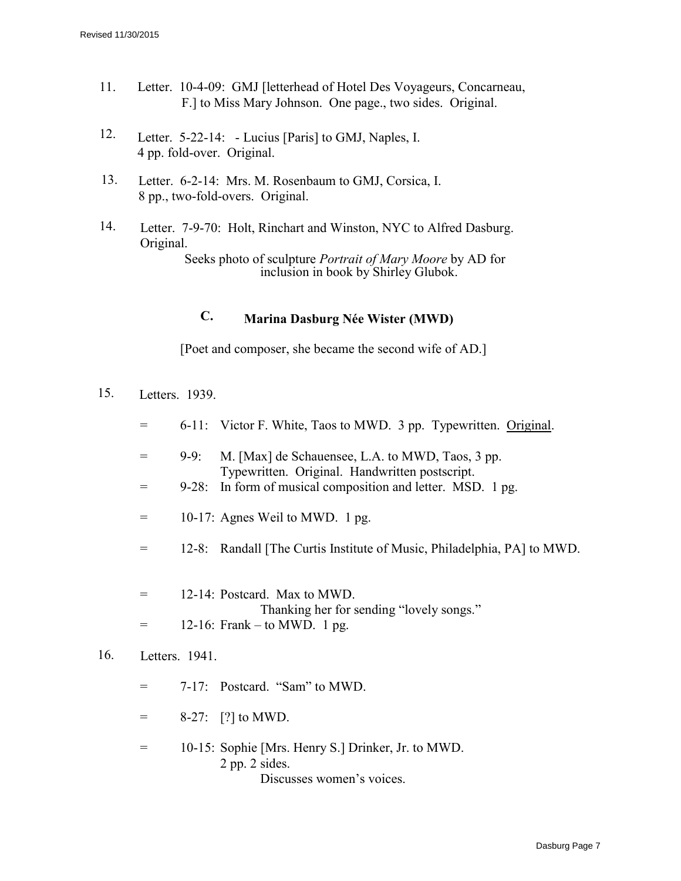11. Letter. 10-4-09: GMJ [letterhead of Hotel Des Voyageurs, Concarneau, F.] to Miss Mary Johnson. One page., two sides. Original.

12. Letter. 5-22-14: - Lucius [Paris] to GMJ, Naples, I. 4 pp. fold-over. Original.

13. Letter. 6-2-14: Mrs. M. Rosenbaum to GMJ, Corsica, I. 8 pp., two-fold-overs. Original.

14. Letter. 7-9-70: Holt, Rinchart and Winston, NYC to Alfred Dasburg. Original.

    Seeks photo of sculpture *Portrait of Mary Moore* by AD for inclusion in book by Shirley Glubok.

## C. Marina Dasburg Née Wister (MWD)

[Poet and composer, she became the second wife of AD.]

15. Letters. 1939.

    = 6-11: Victor F. White, Taos to MWD. 3 pp. Typewritten. <u>Original</u>.

    = 9-9: M. [Max] de Schauensee, L.A. to MWD, Taos, 3 pp. Typewritten. Original. Handwritten postscript.

    = 9-28: In form of musical composition and letter. MSD. 1 pg.

    = 10-17: Agnes Weil to MWD. 1 pg.

    = 12-8: Randall [The Curtis Institute of Music, Philadelphia, PA] to MWD.

    = 12-14: Postcard. Max to MWD.
    Thanking her for sending "lovely songs."

    = 12-16: Frank – to MWD. 1 pg.

16. Letters. 1941.

    = 7-17: Postcard. "Sam" to MWD.

    = 8-27: [?] to MWD.

    = 10-15: Sophie [Mrs. Henry S.] Drinker, Jr. to MWD. 2 pp. 2 sides.
    Discusses women's voices.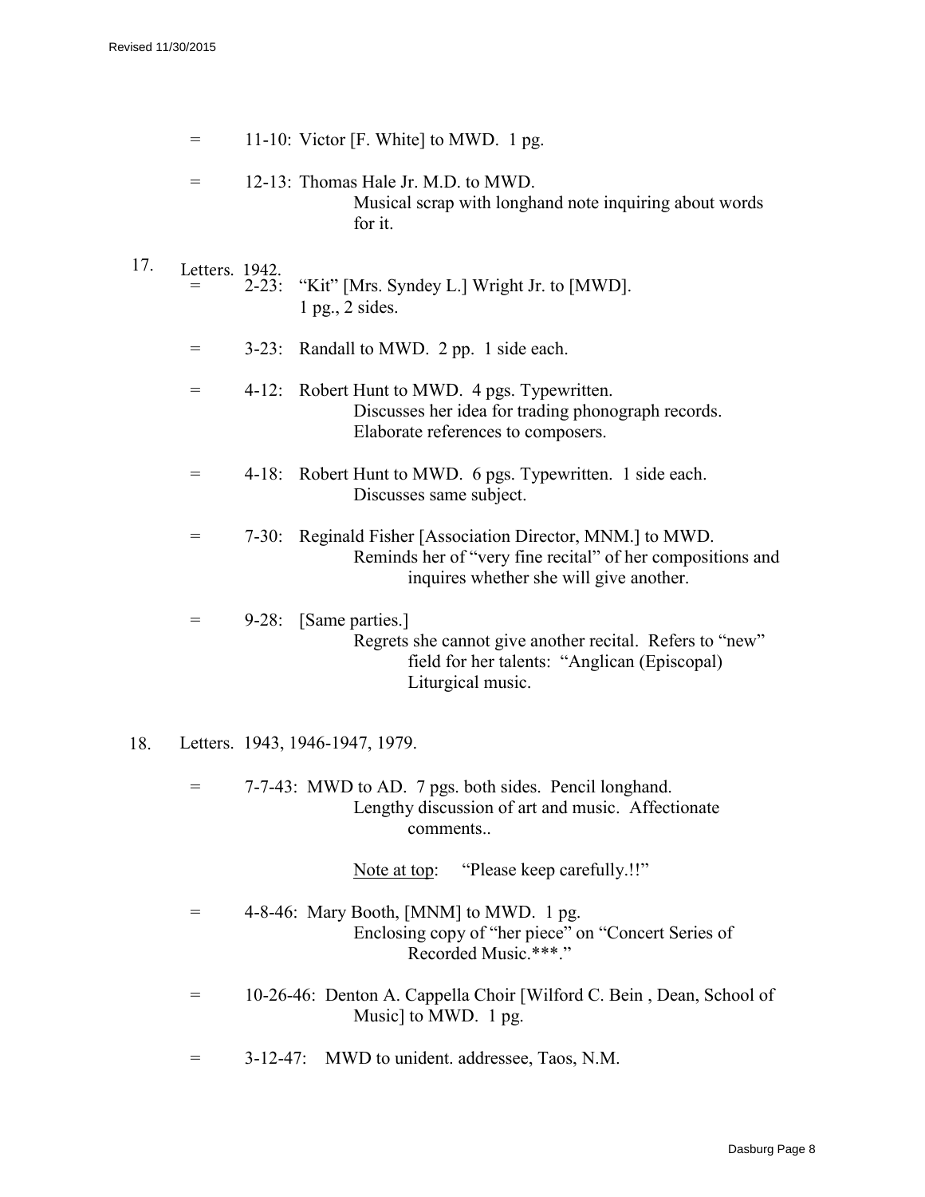= 11-10: Victor [F. White] to MWD. 1 pg.

= 12-13: Thomas Hale Jr. M.D. to MWD.
Musical scrap with longhand note inquiring about words for it.

17. Letters. 1942.

= 2-23: "Kit" [Mrs. Syndey L.] Wright Jr. to [MWD].
1 pg., 2 sides.

= 3-23: Randall to MWD. 2 pp. 1 side each.

= 4-12: Robert Hunt to MWD. 4 pgs. Typewritten.
Discusses her idea for trading phonograph records.
Elaborate references to composers.

= 4-18: Robert Hunt to MWD. 6 pgs. Typewritten. 1 side each.
Discusses same subject.

= 7-30: Reginald Fisher [Association Director, MNM.] to MWD.
Reminds her of "very fine recital" of her compositions and inquires whether she will give another.

= 9-28: [Same parties.]
Regrets she cannot give another recital. Refers to "new" field for her talents: "Anglican (Episcopal) Liturgical music.

18. Letters. 1943, 1946-1947, 1979.

= 7-7-43: MWD to AD. 7 pgs. both sides. Pencil longhand.
Lengthy discussion of art and music. Affectionate comments..

Note at top: "Please keep carefully.!!"

= 4-8-46: Mary Booth, [MNM] to MWD. 1 pg.
Enclosing copy of "her piece" on "Concert Series of Recorded Music.***."

= 10-26-46: Denton A. Cappella Choir [Wilford C. Bein , Dean, School of Music] to MWD. 1 pg.

= 3-12-47: MWD to unident. addressee, Taos, N.M.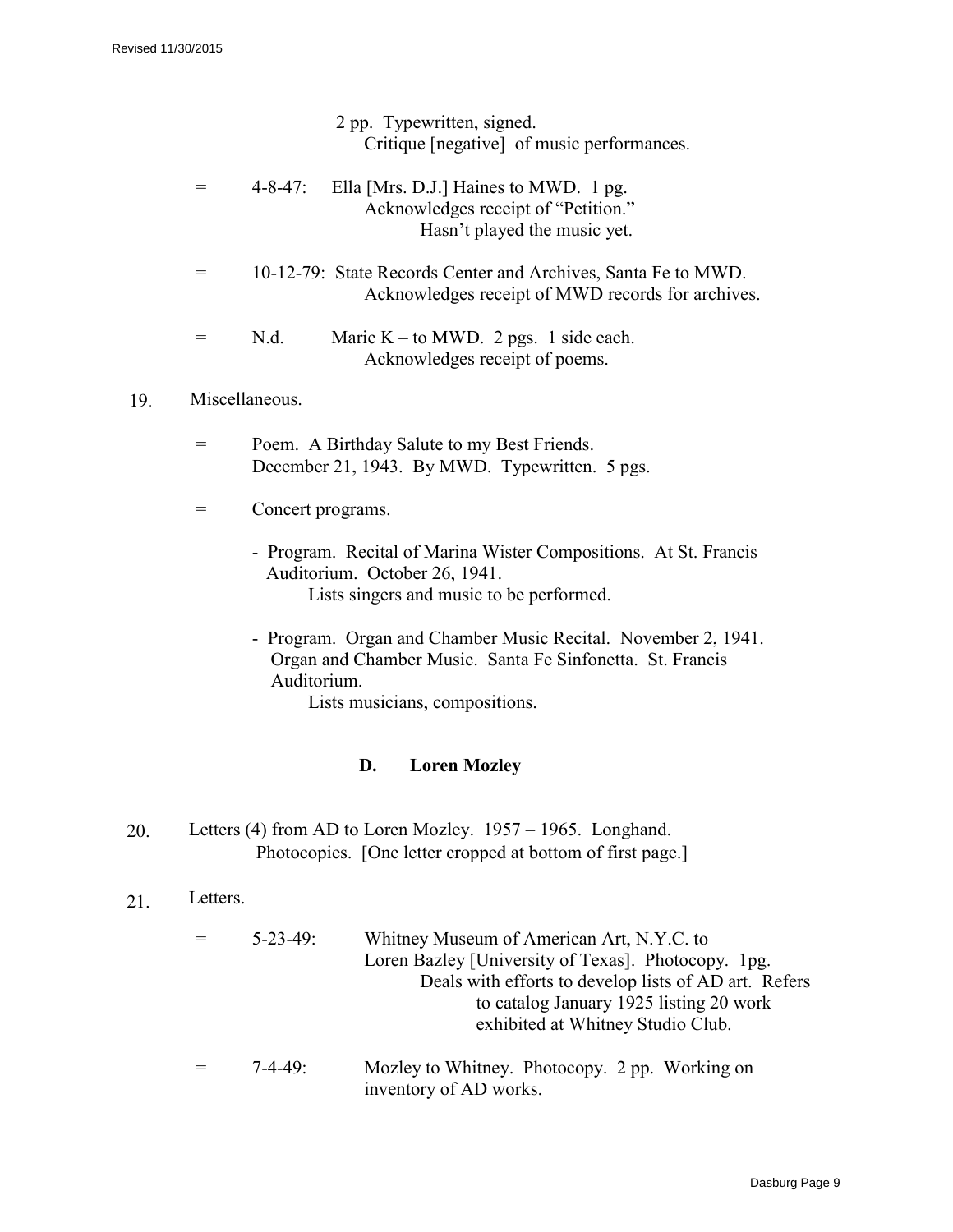2 pp. Typewritten, signed.
Critique [negative] of music performances.

= 4-8-47: Ella [Mrs. D.J.] Haines to MWD. 1 pg.
Acknowledges receipt of "Petition."
Hasn't played the music yet.

= 10-12-79: State Records Center and Archives, Santa Fe to MWD.
Acknowledges receipt of MWD records for archives.

= N.d. Marie K – to MWD. 2 pgs. 1 side each.
Acknowledges receipt of poems.

19. Miscellaneous.

= Poem. A Birthday Salute to my Best Friends.
December 21, 1943. By MWD. Typewritten. 5 pgs.

= Concert programs.

- Program. Recital of Marina Wister Compositions. At St. Francis Auditorium. October 26, 1941.
  Lists singers and music to be performed.

- Program. Organ and Chamber Music Recital. November 2, 1941. Organ and Chamber Music. Santa Fe Sinfonetta. St. Francis Auditorium.
  Lists musicians, compositions.

### D. Loren Mozley

20. Letters (4) from AD to Loren Mozley. 1957 – 1965. Longhand.
Photocopies. [One letter cropped at bottom of first page.]

21. Letters.

= 5-23-49: Whitney Museum of American Art, N.Y.C. to Loren Bazley [University of Texas]. Photocopy. 1pg.
Deals with efforts to develop lists of AD art. Refers to catalog January 1925 listing 20 work exhibited at Whitney Studio Club.

= 7-4-49: Mozley to Whitney. Photocopy. 2 pp. Working on inventory of AD works.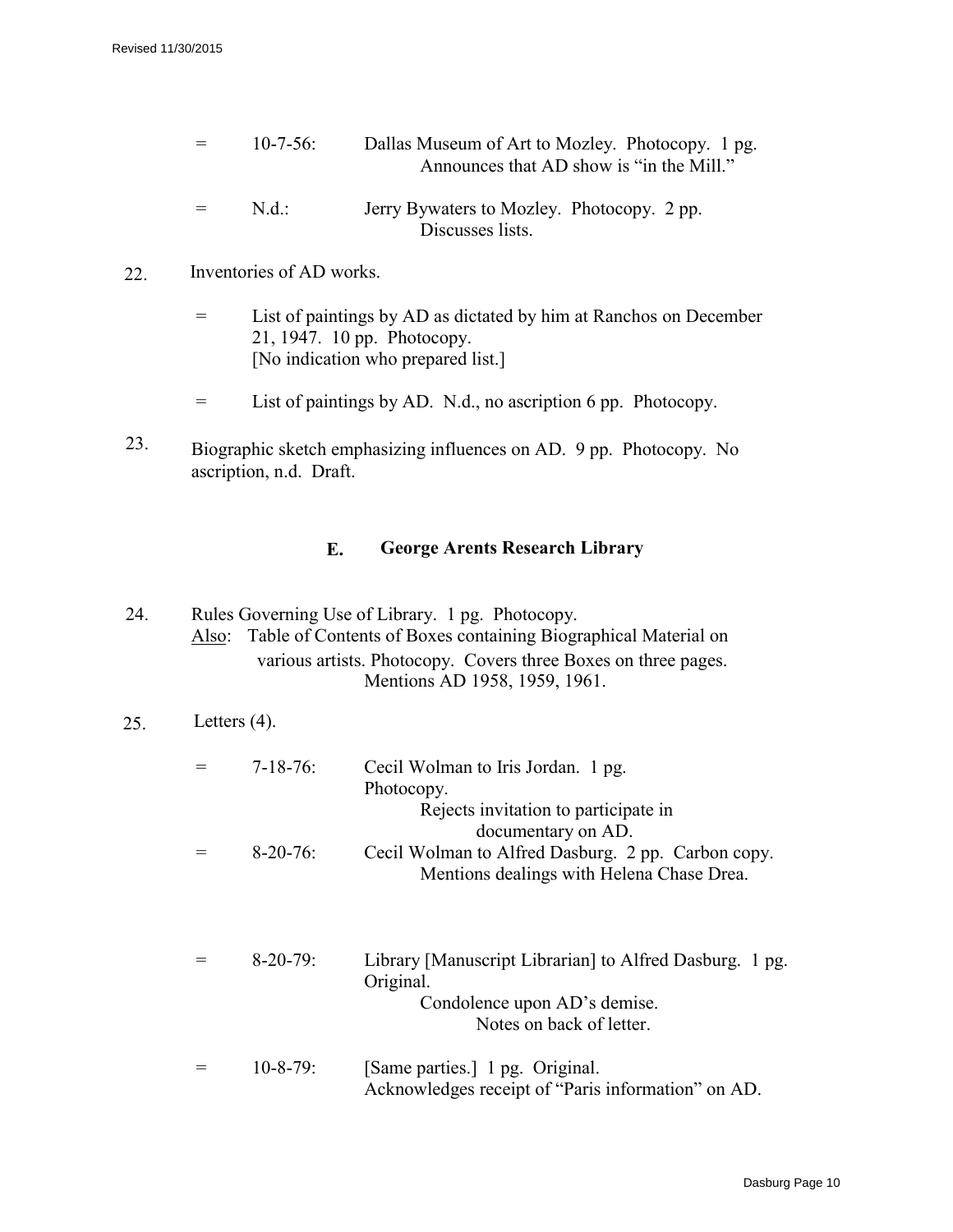= 10-7-56: Dallas Museum of Art to Mozley. Photocopy. 1 pg.
Announces that AD show is "in the Mill."

= N.d.: Jerry Bywaters to Mozley. Photocopy. 2 pp.
Discusses lists.

22. Inventories of AD works.

= List of paintings by AD as dictated by him at Ranchos on December 21, 1947. 10 pp. Photocopy.
[No indication who prepared list.]

= List of paintings by AD. N.d., no ascription 6 pp. Photocopy.

23. Biographic sketch emphasizing influences on AD. 9 pp. Photocopy. No ascription, n.d. Draft.

## E. George Arents Research Library

24. Rules Governing Use of Library. 1 pg. Photocopy.
Also: Table of Contents of Boxes containing Biographical Material on various artists. Photocopy. Covers three Boxes on three pages.
Mentions AD 1958, 1959, 1961.

25. Letters (4).

= 7-18-76: Cecil Wolman to Iris Jordan. 1 pg.
Photocopy.
Rejects invitation to participate in documentary on AD.

= 8-20-76: Cecil Wolman to Alfred Dasburg. 2 pp. Carbon copy.
Mentions dealings with Helena Chase Drea.

= 8-20-79: Library [Manuscript Librarian] to Alfred Dasburg. 1 pg.
Original.
Condolence upon AD's demise.
Notes on back of letter.

= 10-8-79: [Same parties.] 1 pg. Original.
Acknowledges receipt of "Paris information" on AD.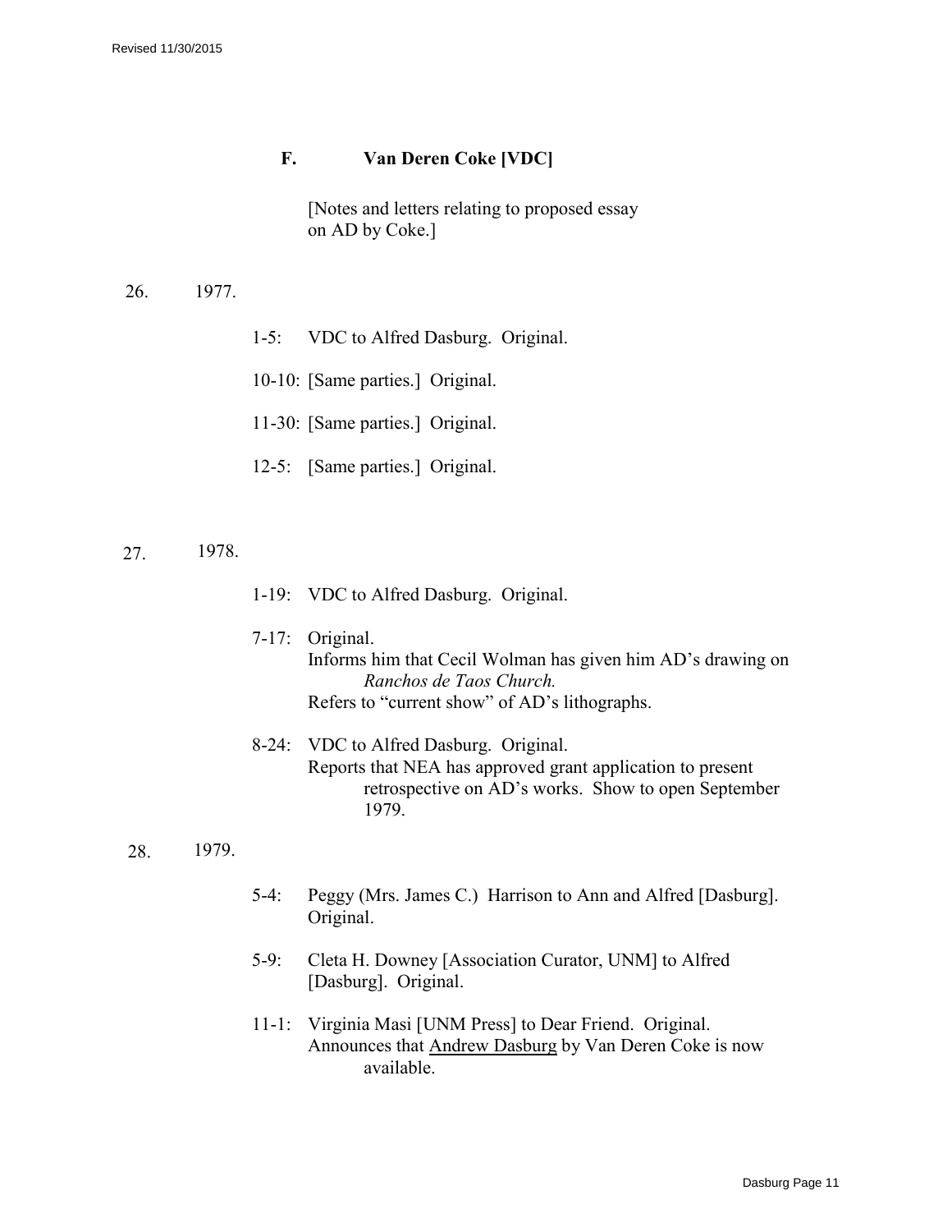## F. Van Deren Coke [VDC]

[Notes and letters relating to proposed essay on AD by Coke.]

26. 1977.

- 1-5: VDC to Alfred Dasburg. Original.
- 10-10: [Same parties.] Original.
- 11-30: [Same parties.] Original.
- 12-5: [Same parties.] Original.

27. 1978.

- 1-19: VDC to Alfred Dasburg. Original.
- 7-17: Original.
  Informs him that Cecil Wolman has given him AD's drawing on *Ranchos de Taos Church.*
  Refers to "current show" of AD's lithographs.
- 8-24: VDC to Alfred Dasburg. Original.
  Reports that NEA has approved grant application to present retrospective on AD's works. Show to open September 1979.

28. 1979.

- 5-4: Peggy (Mrs. James C.) Harrison to Ann and Alfred [Dasburg]. Original.
- 5-9: Cleta H. Downey [Association Curator, UNM] to Alfred [Dasburg]. Original.
- 11-1: Virginia Masi [UNM Press] to Dear Friend. Original.
  Announces that Andrew Dasburg by Van Deren Coke is now available.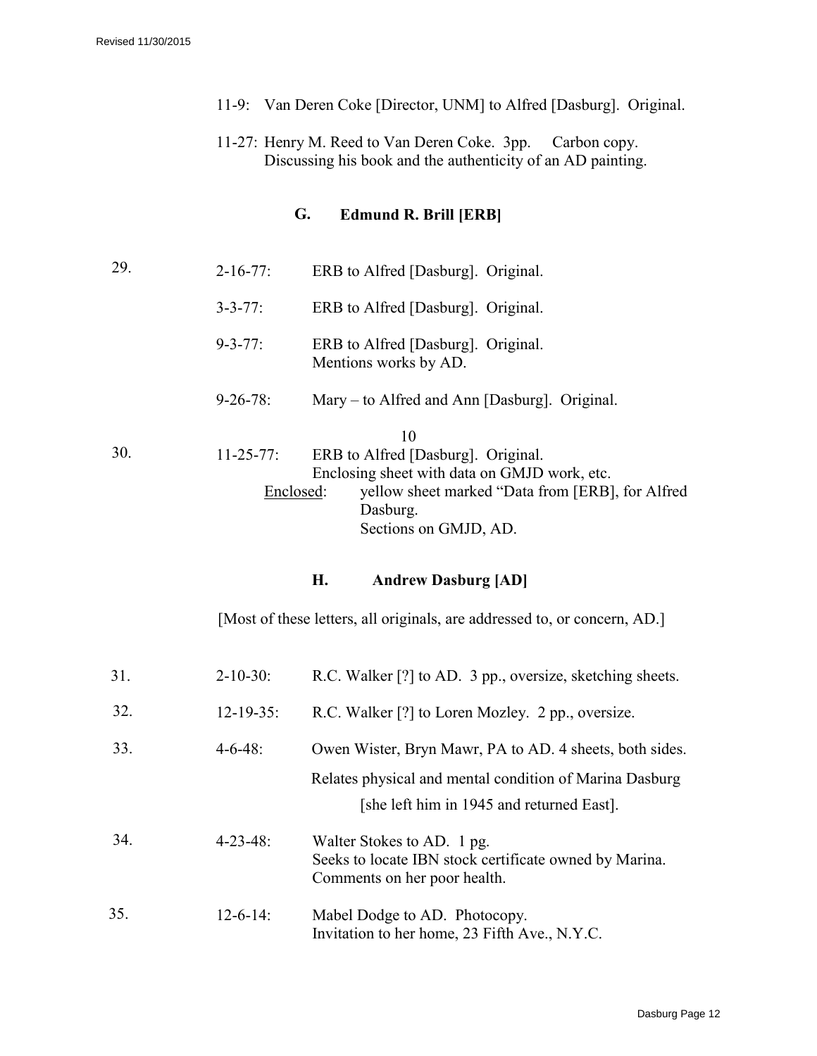11-9: Van Deren Coke [Director, UNM] to Alfred [Dasburg]. Original.

11-27: Henry M. Reed to Van Deren Coke. 3pp. Carbon copy.
Discussing his book and the authenticity of an AD painting.

### G. Edmund R. Brill [ERB]

29. 2-16-77: ERB to Alfred [Dasburg]. Original.

3-3-77: ERB to Alfred [Dasburg]. Original.

9-3-77: ERB to Alfred [Dasburg]. Original.
Mentions works by AD.

9-26-78: Mary – to Alfred and Ann [Dasburg]. Original.

10

30. 11-25-77: ERB to Alfred [Dasburg]. Original.
Enclosing sheet with data on GMJD work, etc.
Enclosed: yellow sheet marked "Data from [ERB], for Alfred Dasburg.
Sections on GMJD, AD.

### H. Andrew Dasburg [AD]

[Most of these letters, all originals, are addressed to, or concern, AD.]

31. 2-10-30: R.C. Walker [?] to AD. 3 pp., oversize, sketching sheets.

32. 12-19-35: R.C. Walker [?] to Loren Mozley. 2 pp., oversize.

33. 4-6-48: Owen Wister, Bryn Mawr, PA to AD. 4 sheets, both sides.
Relates physical and mental condition of Marina Dasburg
[she left him in 1945 and returned East].

34. 4-23-48: Walter Stokes to AD. 1 pg.
Seeks to locate IBN stock certificate owned by Marina.
Comments on her poor health.

35. 12-6-14: Mabel Dodge to AD. Photocopy.
Invitation to her home, 23 Fifth Ave., N.Y.C.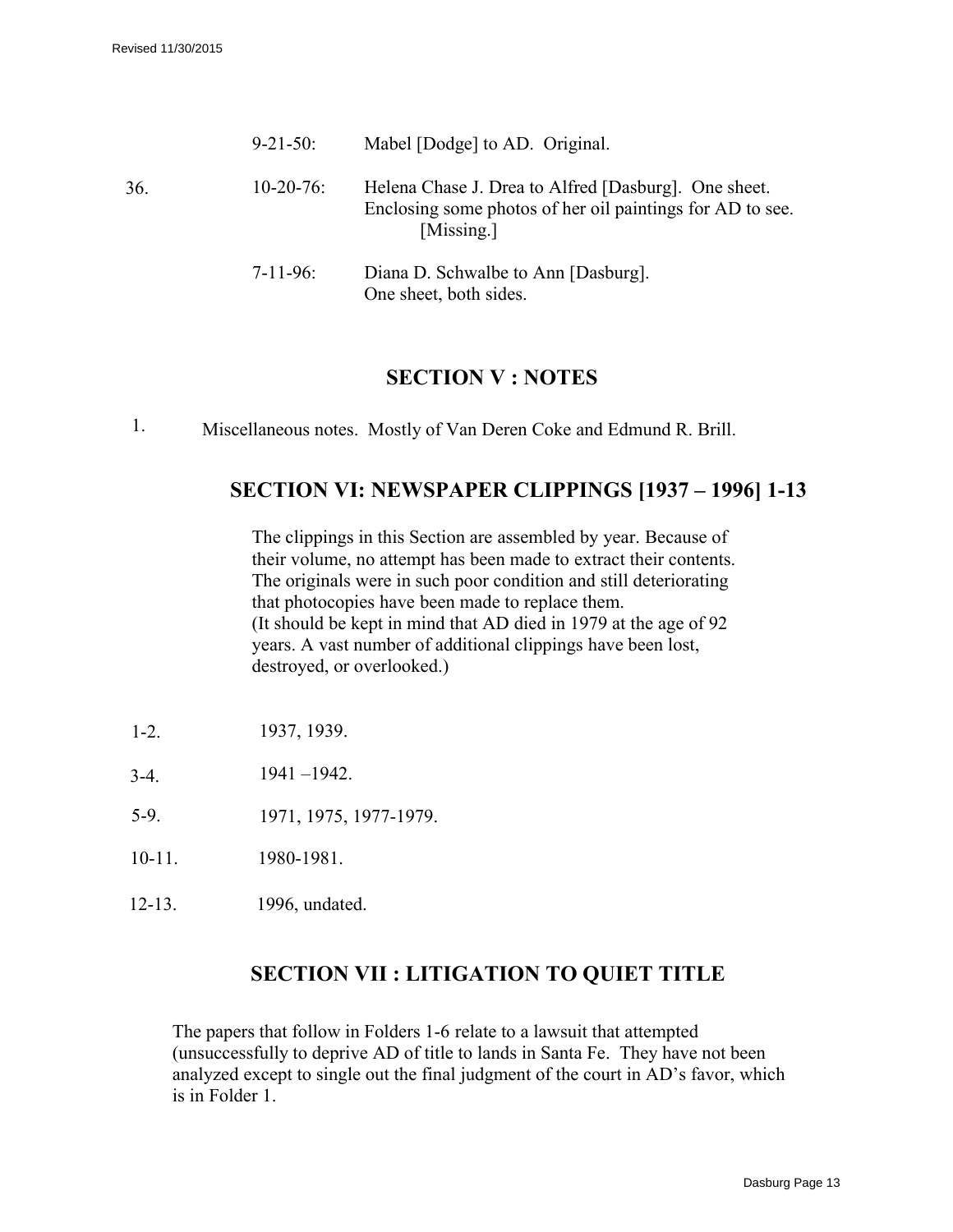9-21-50: Mabel [Dodge] to AD. Original.

36. 10-20-76: Helena Chase J. Drea to Alfred [Dasburg]. One sheet. Enclosing some photos of her oil paintings for AD to see. [Missing.]

7-11-96: Diana D. Schwalbe to Ann [Dasburg]. One sheet, both sides.

## SECTION V : NOTES

1. Miscellaneous notes. Mostly of Van Deren Coke and Edmund R. Brill.

## SECTION VI: NEWSPAPER CLIPPINGS [1937 – 1996] 1-13

The clippings in this Section are assembled by year. Because of their volume, no attempt has been made to extract their contents. The originals were in such poor condition and still deteriorating that photocopies have been made to replace them. (It should be kept in mind that AD died in 1979 at the age of 92 years. A vast number of additional clippings have been lost, destroyed, or overlooked.)

1-2. 1937, 1939.

3-4. 1941 –1942.

5-9. 1971, 1975, 1977-1979.

10-11. 1980-1981.

12-13. 1996, undated.

## SECTION VII : LITIGATION TO QUIET TITLE

The papers that follow in Folders 1-6 relate to a lawsuit that attempted (unsuccessfully to deprive AD of title to lands in Santa Fe. They have not been analyzed except to single out the final judgment of the court in AD's favor, which is in Folder 1.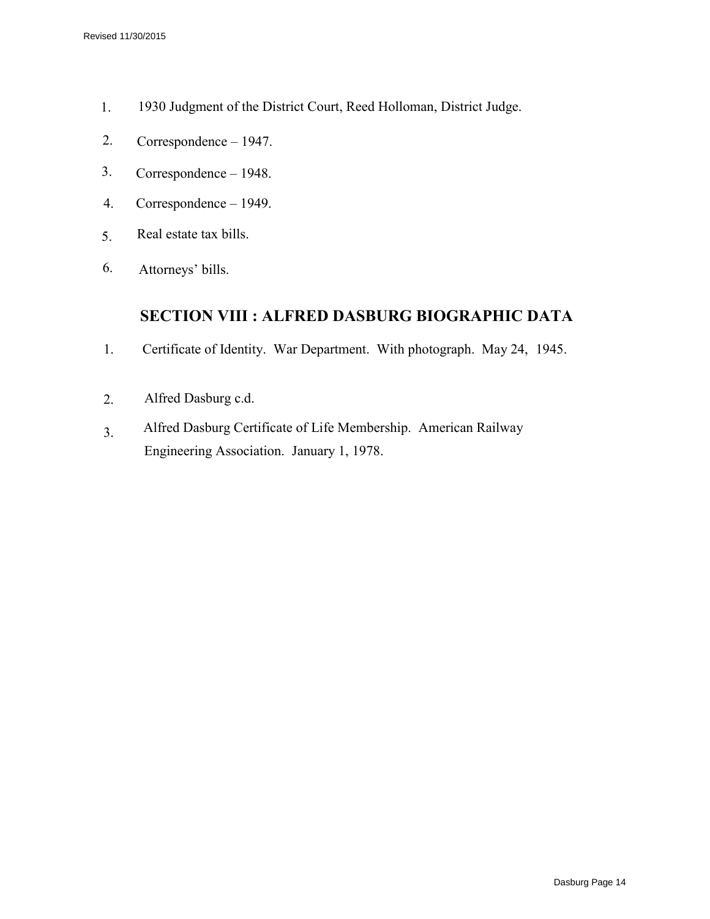1. 1930 Judgment of the District Court, Reed Holloman, District Judge.
2. Correspondence – 1947.
3. Correspondence – 1948.
4. Correspondence – 1949.
5. Real estate tax bills.
6. Attorneys' bills.

## SECTION VIII : ALFRED DASBURG BIOGRAPHIC DATA

1. Certificate of Identity. War Department. With photograph. May 24, 1945.
2. Alfred Dasburg c.d.
3. Alfred Dasburg Certificate of Life Membership. American Railway Engineering Association. January 1, 1978.